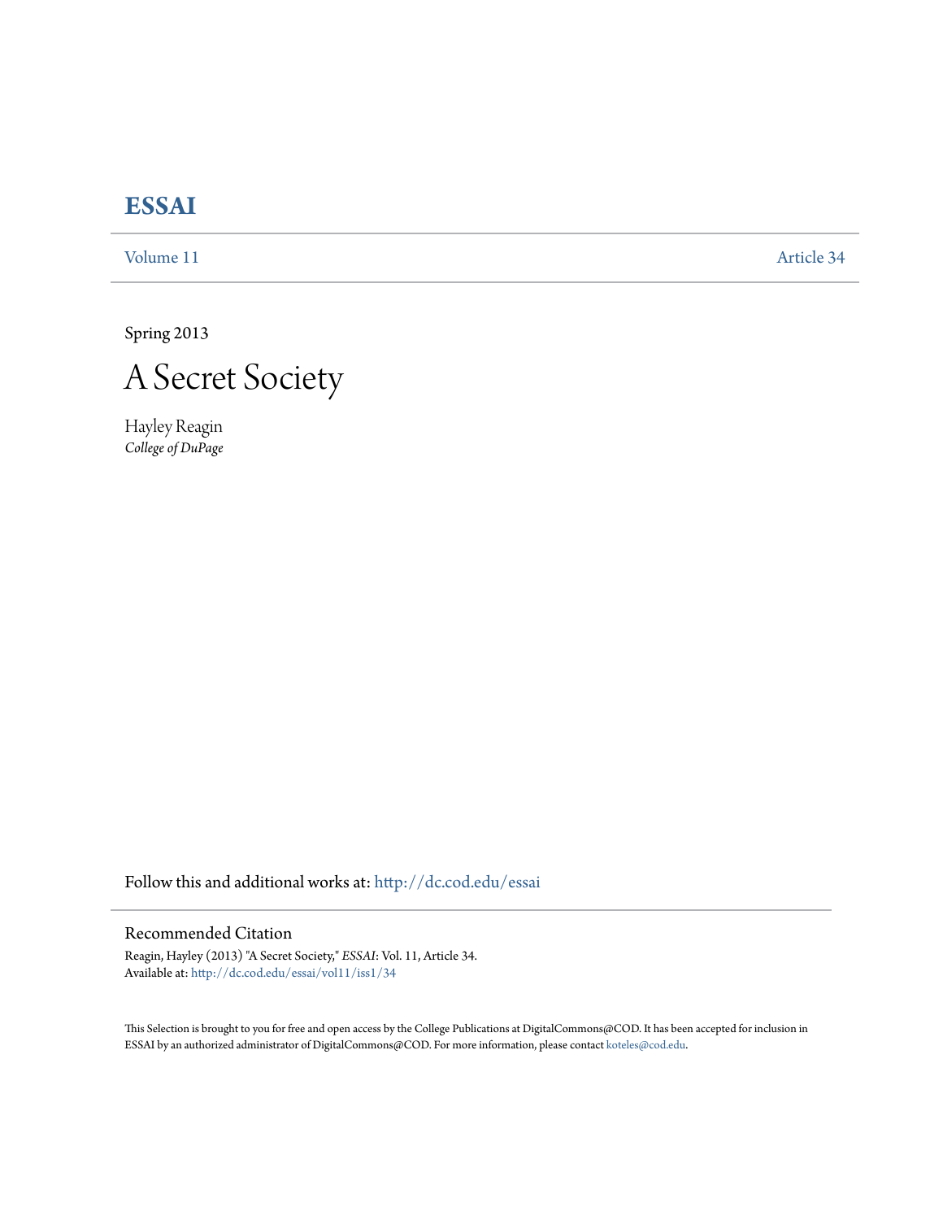# ESSAI

Volume 11 Article 34

Spring 2013

## A Secret Society

Hayley Reagin
*College of DuPage*

Follow this and additional works at: http://dc.cod.edu/essai

### Recommended Citation

Reagin, Hayley (2013) "A Secret Society," *ESSAI*: Vol. 11, Article 34.
Available at: http://dc.cod.edu/essai/vol11/iss1/34

This Selection is brought to you for free and open access by the College Publications at DigitalCommons@COD. It has been accepted for inclusion in ESSAI by an authorized administrator of DigitalCommons@COD. For more information, please contact koteles@cod.edu.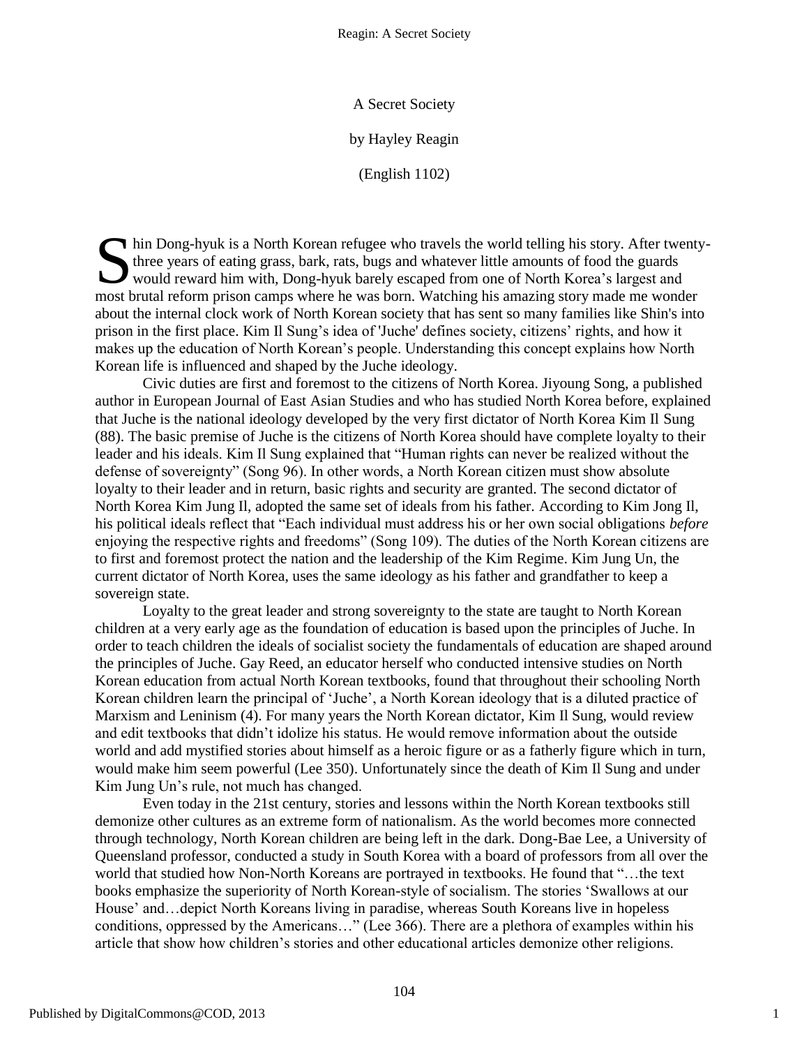A Secret Society

by Hayley Reagin

(English 1102)

Shin Dong-hyuk is a North Korean refugee who travels the world telling his story. After twenty-three years of eating grass, bark, rats, bugs and whatever little amounts of food the guards would reward him with, Dong-hyuk barely escaped from one of North Korea's largest and most brutal reform prison camps where he was born. Watching his amazing story made me wonder about the internal clock work of North Korean society that has sent so many families like Shin's into prison in the first place. Kim Il Sung's idea of 'Juche' defines society, citizens' rights, and how it makes up the education of North Korean's people. Understanding this concept explains how North Korean life is influenced and shaped by the Juche ideology.

Civic duties are first and foremost to the citizens of North Korea. Jiyoung Song, a published author in European Journal of East Asian Studies and who has studied North Korea before, explained that Juche is the national ideology developed by the very first dictator of North Korea Kim Il Sung (88). The basic premise of Juche is the citizens of North Korea should have complete loyalty to their leader and his ideals. Kim Il Sung explained that "Human rights can never be realized without the defense of sovereignty" (Song 96). In other words, a North Korean citizen must show absolute loyalty to their leader and in return, basic rights and security are granted. The second dictator of North Korea Kim Jung Il, adopted the same set of ideals from his father. According to Kim Jong Il, his political ideals reflect that "Each individual must address his or her own social obligations *before* enjoying the respective rights and freedoms" (Song 109). The duties of the North Korean citizens are to first and foremost protect the nation and the leadership of the Kim Regime. Kim Jung Un, the current dictator of North Korea, uses the same ideology as his father and grandfather to keep a sovereign state.

Loyalty to the great leader and strong sovereignty to the state are taught to North Korean children at a very early age as the foundation of education is based upon the principles of Juche. In order to teach children the ideals of socialist society the fundamentals of education are shaped around the principles of Juche. Gay Reed, an educator herself who conducted intensive studies on North Korean education from actual North Korean textbooks, found that throughout their schooling North Korean children learn the principal of 'Juche', a North Korean ideology that is a diluted practice of Marxism and Leninism (4). For many years the North Korean dictator, Kim Il Sung, would review and edit textbooks that didn't idolize his status. He would remove information about the outside world and add mystified stories about himself as a heroic figure or as a fatherly figure which in turn, would make him seem powerful (Lee 350). Unfortunately since the death of Kim Il Sung and under Kim Jung Un's rule, not much has changed.

Even today in the 21st century, stories and lessons within the North Korean textbooks still demonize other cultures as an extreme form of nationalism. As the world becomes more connected through technology, North Korean children are being left in the dark. Dong-Bae Lee, a University of Queensland professor, conducted a study in South Korea with a board of professors from all over the world that studied how Non-North Koreans are portrayed in textbooks. He found that "…the text books emphasize the superiority of North Korean-style of socialism. The stories 'Swallows at our House' and…depict North Koreans living in paradise, whereas South Koreans live in hopeless conditions, oppressed by the Americans…" (Lee 366). There are a plethora of examples within his article that show how children's stories and other educational articles demonize other religions.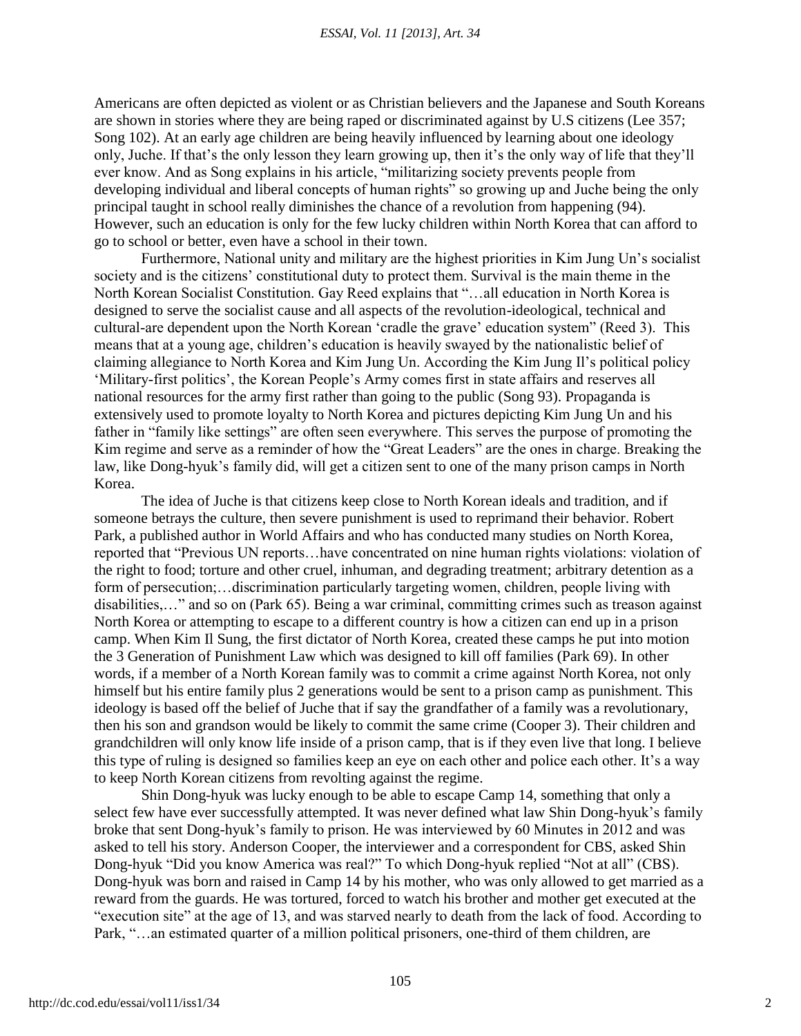Americans are often depicted as violent or as Christian believers and the Japanese and South Koreans are shown in stories where they are being raped or discriminated against by U.S citizens (Lee 357; Song 102). At an early age children are being heavily influenced by learning about one ideology only, Juche. If that's the only lesson they learn growing up, then it's the only way of life that they'll ever know. And as Song explains in his article, "militarizing society prevents people from developing individual and liberal concepts of human rights" so growing up and Juche being the only principal taught in school really diminishes the chance of a revolution from happening (94). However, such an education is only for the few lucky children within North Korea that can afford to go to school or better, even have a school in their town.

Furthermore, National unity and military are the highest priorities in Kim Jung Un's socialist society and is the citizens' constitutional duty to protect them. Survival is the main theme in the North Korean Socialist Constitution. Gay Reed explains that "…all education in North Korea is designed to serve the socialist cause and all aspects of the revolution-ideological, technical and cultural-are dependent upon the North Korean 'cradle the grave' education system" (Reed 3). This means that at a young age, children's education is heavily swayed by the nationalistic belief of claiming allegiance to North Korea and Kim Jung Un. According the Kim Jung Il's political policy 'Military-first politics', the Korean People's Army comes first in state affairs and reserves all national resources for the army first rather than going to the public (Song 93). Propaganda is extensively used to promote loyalty to North Korea and pictures depicting Kim Jung Un and his father in "family like settings" are often seen everywhere. This serves the purpose of promoting the Kim regime and serve as a reminder of how the "Great Leaders" are the ones in charge. Breaking the law, like Dong-hyuk's family did, will get a citizen sent to one of the many prison camps in North Korea.

The idea of Juche is that citizens keep close to North Korean ideals and tradition, and if someone betrays the culture, then severe punishment is used to reprimand their behavior. Robert Park, a published author in World Affairs and who has conducted many studies on North Korea, reported that "Previous UN reports…have concentrated on nine human rights violations: violation of the right to food; torture and other cruel, inhuman, and degrading treatment; arbitrary detention as a form of persecution;…discrimination particularly targeting women, children, people living with disabilities,…" and so on (Park 65). Being a war criminal, committing crimes such as treason against North Korea or attempting to escape to a different country is how a citizen can end up in a prison camp. When Kim Il Sung, the first dictator of North Korea, created these camps he put into motion the 3 Generation of Punishment Law which was designed to kill off families (Park 69). In other words, if a member of a North Korean family was to commit a crime against North Korea, not only himself but his entire family plus 2 generations would be sent to a prison camp as punishment. This ideology is based off the belief of Juche that if say the grandfather of a family was a revolutionary, then his son and grandson would be likely to commit the same crime (Cooper 3). Their children and grandchildren will only know life inside of a prison camp, that is if they even live that long. I believe this type of ruling is designed so families keep an eye on each other and police each other. It's a way to keep North Korean citizens from revolting against the regime.

Shin Dong-hyuk was lucky enough to be able to escape Camp 14, something that only a select few have ever successfully attempted. It was never defined what law Shin Dong-hyuk's family broke that sent Dong-hyuk's family to prison. He was interviewed by 60 Minutes in 2012 and was asked to tell his story. Anderson Cooper, the interviewer and a correspondent for CBS, asked Shin Dong-hyuk "Did you know America was real?" To which Dong-hyuk replied "Not at all" (CBS). Dong-hyuk was born and raised in Camp 14 by his mother, who was only allowed to get married as a reward from the guards. He was tortured, forced to watch his brother and mother get executed at the "execution site" at the age of 13, and was starved nearly to death from the lack of food. According to Park, "…an estimated quarter of a million political prisoners, one-third of them children, are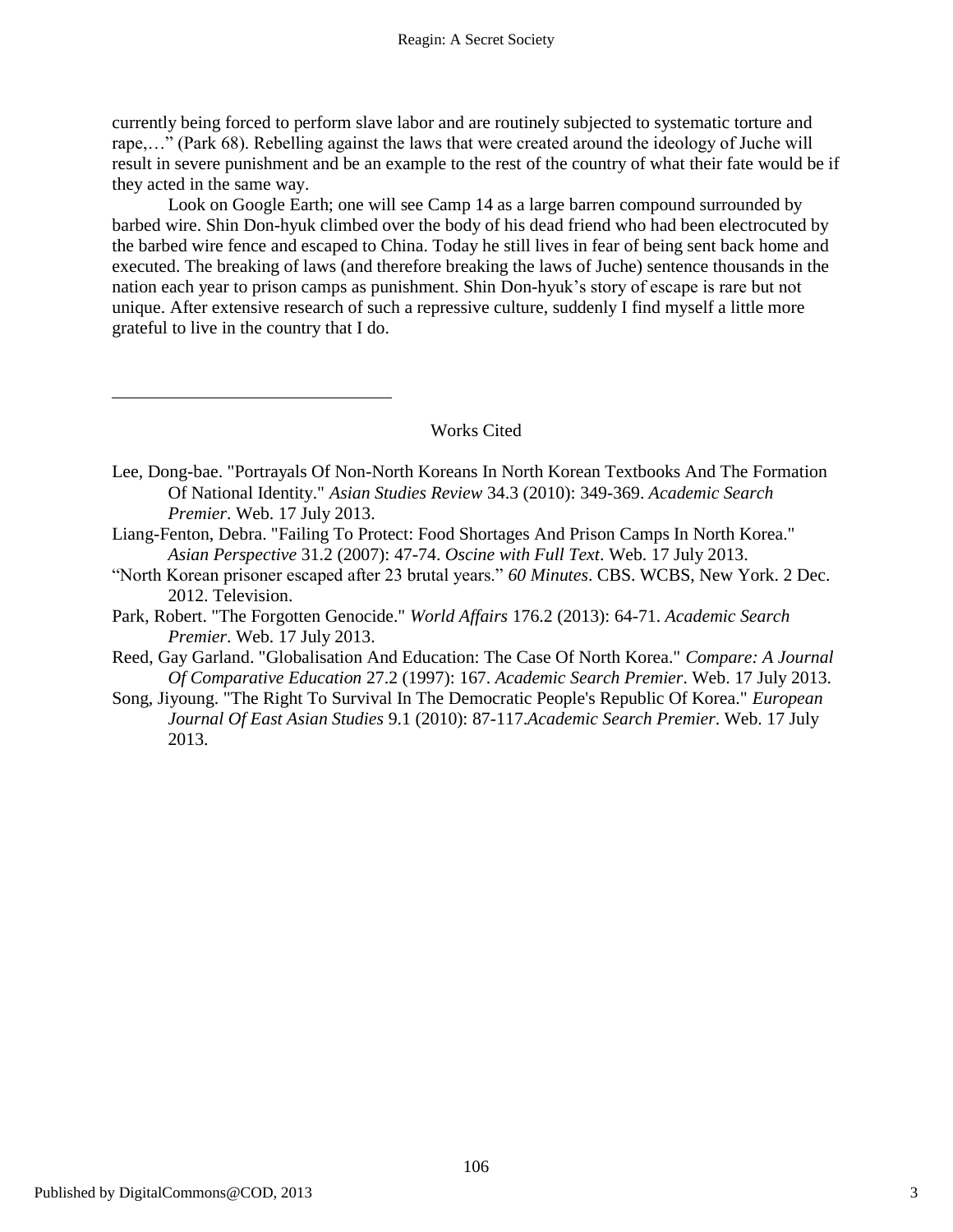currently being forced to perform slave labor and are routinely subjected to systematic torture and rape,…" (Park 68). Rebelling against the laws that were created around the ideology of Juche will result in severe punishment and be an example to the rest of the country of what their fate would be if they acted in the same way.

Look on Google Earth; one will see Camp 14 as a large barren compound surrounded by barbed wire. Shin Don-hyuk climbed over the body of his dead friend who had been electrocuted by the barbed wire fence and escaped to China. Today he still lives in fear of being sent back home and executed. The breaking of laws (and therefore breaking the laws of Juche) sentence thousands in the nation each year to prison camps as punishment. Shin Don-hyuk's story of escape is rare but not unique. After extensive research of such a repressive culture, suddenly I find myself a little more grateful to live in the country that I do.

---

## Works Cited

Lee, Dong-bae. "Portrayals Of Non-North Koreans In North Korean Textbooks And The Formation Of National Identity." *Asian Studies Review* 34.3 (2010): 349-369. *Academic Search Premier*. Web. 17 July 2013.

Liang-Fenton, Debra. "Failing To Protect: Food Shortages And Prison Camps In North Korea." *Asian Perspective* 31.2 (2007): 47-74. *Oscine with Full Text*. Web. 17 July 2013.

"North Korean prisoner escaped after 23 brutal years." *60 Minutes*. CBS. WCBS, New York. 2 Dec. 2012. Television.

Park, Robert. "The Forgotten Genocide." *World Affairs* 176.2 (2013): 64-71. *Academic Search Premier*. Web. 17 July 2013.

Reed, Gay Garland. "Globalisation And Education: The Case Of North Korea." *Compare: A Journal Of Comparative Education* 27.2 (1997): 167. *Academic Search Premier*. Web. 17 July 2013.

Song, Jiyoung. "The Right To Survival In The Democratic People's Republic Of Korea." *European Journal Of East Asian Studies* 9.1 (2010): 87-117.*Academic Search Premier*. Web. 17 July 2013.